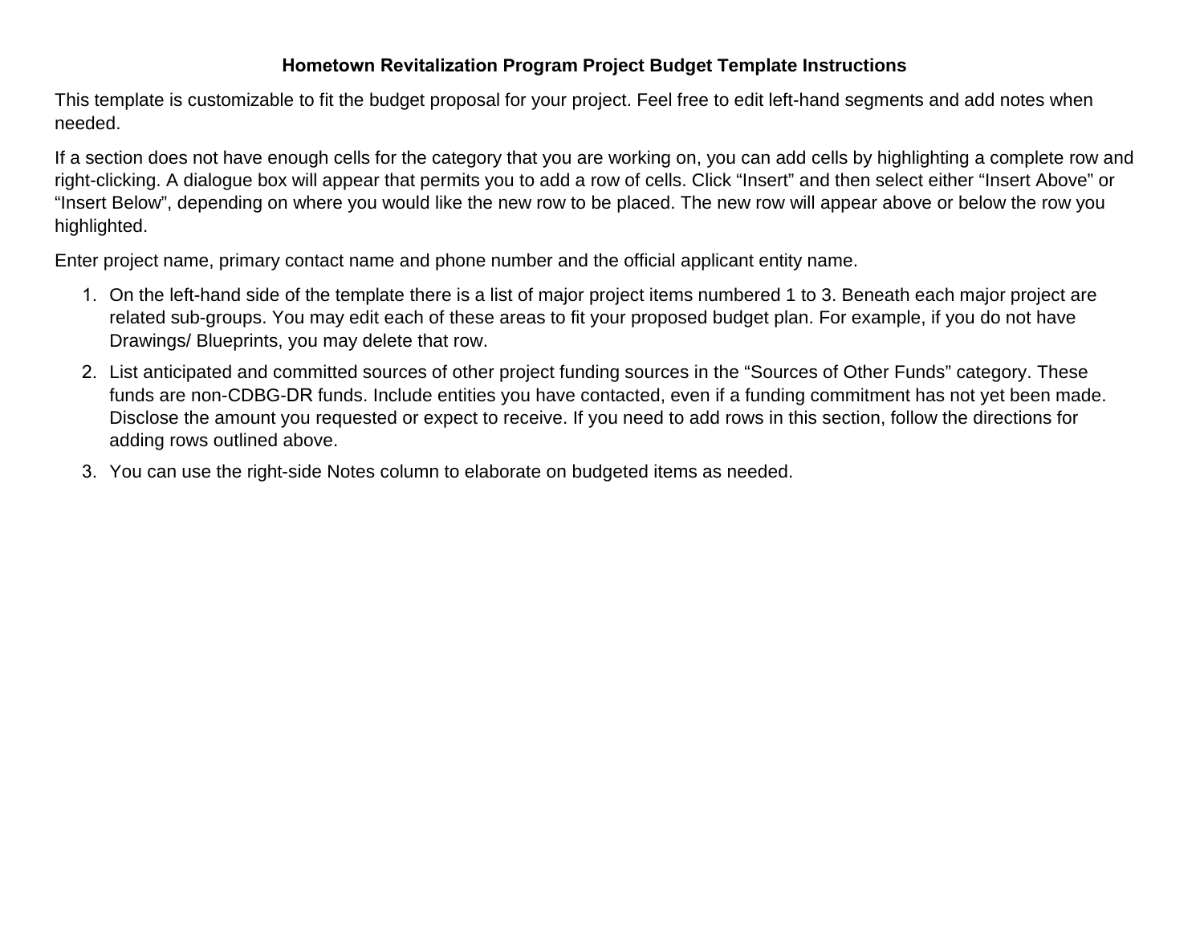# Hometown Revitalization Program Project Budget Template Instructions

This template is customizable to fit the budget proposal for your project. Feel free to edit left-hand segments and add notes when needed.

If a section does not have enough cells for the category that you are working on, you can add cells by highlighting a complete row and right-clicking. A dialogue box will appear that permits you to add a row of cells. Click "Insert" and then select either "Insert Above" or "Insert Below", depending on where you would like the new row to be placed. The new row will appear above or below the row you highlighted.

Enter project name, primary contact name and phone number and the official applicant entity name.

1. On the left-hand side of the template there is a list of major project items numbered 1 to 3. Beneath each major project are related sub-groups. You may edit each of these areas to fit your proposed budget plan. For example, if you do not have Drawings/ Blueprints, you may delete that row.
2. List anticipated and committed sources of other project funding sources in the "Sources of Other Funds" category. These funds are non-CDBG-DR funds. Include entities you have contacted, even if a funding commitment has not yet been made. Disclose the amount you requested or expect to receive. If you need to add rows in this section, follow the directions for adding rows outlined above.
3. You can use the right-side Notes column to elaborate on budgeted items as needed.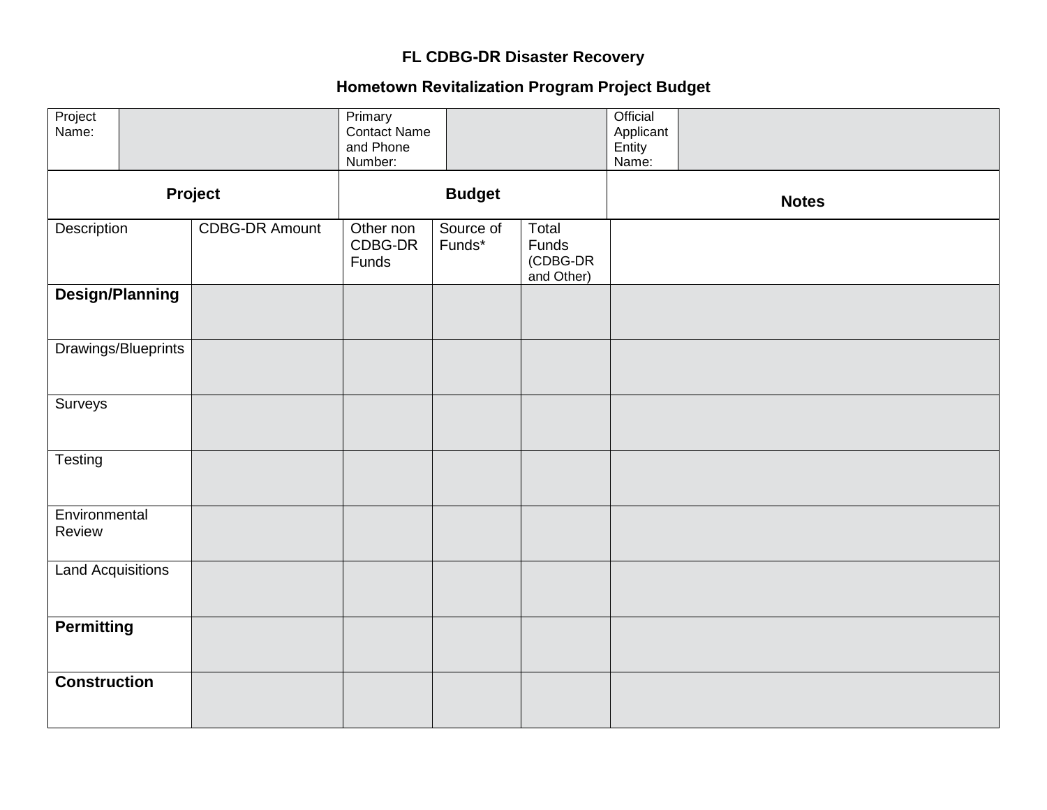**FL CDBG-DR Disaster Recovery**

**Hometown Revitalization Program Project Budget**

| Project Name: | | Primary Contact Name and Phone Number: | | Official Applicant Entity Name: | |
|---|---|---|---|---|---|

| **Project** | **Budget** | | | | **Notes** |
|---|---|---|---|---|---|
| Description | CDBG-DR Amount | Other non CDBG-DR Funds | Source of Funds* | Total Funds (CDBG-DR and Other) | |
| **Design/Planning** | | | | | |
| Drawings/Blueprints | | | | | |
| Surveys | | | | | |
| Testing | | | | | |
| Environmental Review | | | | | |
| Land Acquisitions | | | | | |
| **Permitting** | | | | | |
| **Construction** | | | | | |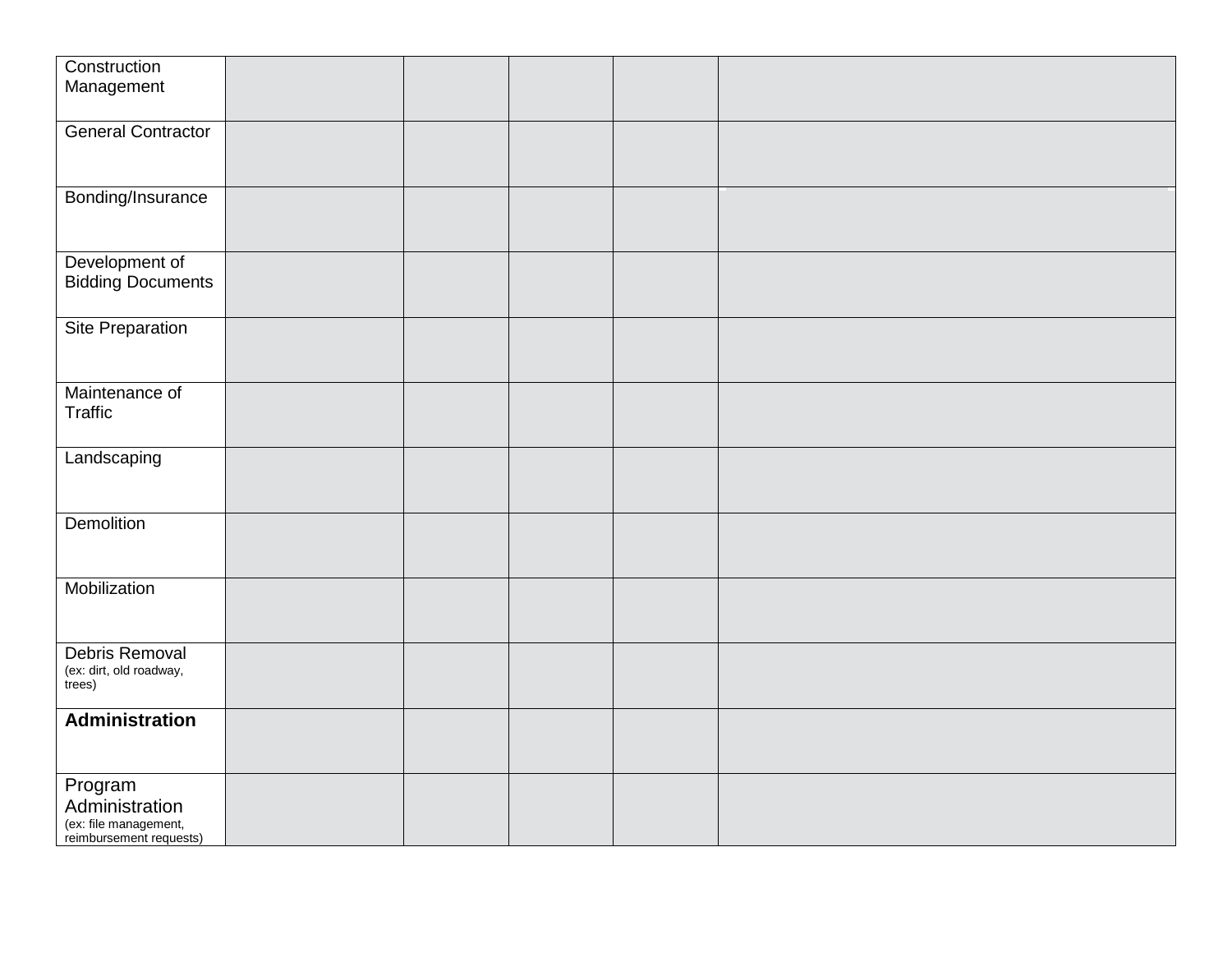| | | | | | |
|---|---|---|---|---|---|
| Construction Management | | | | | |
| General Contractor | | | | | |
| Bonding/Insurance | | | | | |
| Development of Bidding Documents | | | | | |
| Site Preparation | | | | | |
| Maintenance of Traffic | | | | | |
| Landscaping | | | | | |
| Demolition | | | | | |
| Mobilization | | | | | |
| Debris Removal (ex: dirt, old roadway, trees) | | | | | |
| **Administration** | | | | | |
| Program Administration (ex: file management, reimbursement requests) | | | | | |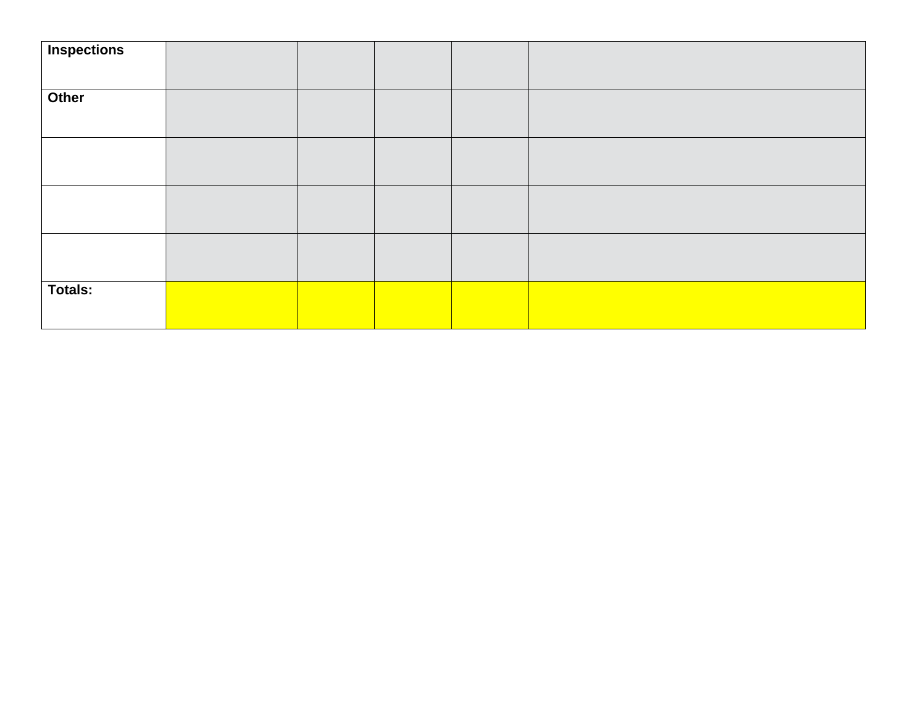| | | | | | |
|---|---|---|---|---|---|
| **Inspections** | | | | | |
| **Other** | | | | | |
| | | | | | |
| | | | | | |
| | | | | | |
| **Totals:** | | | | | |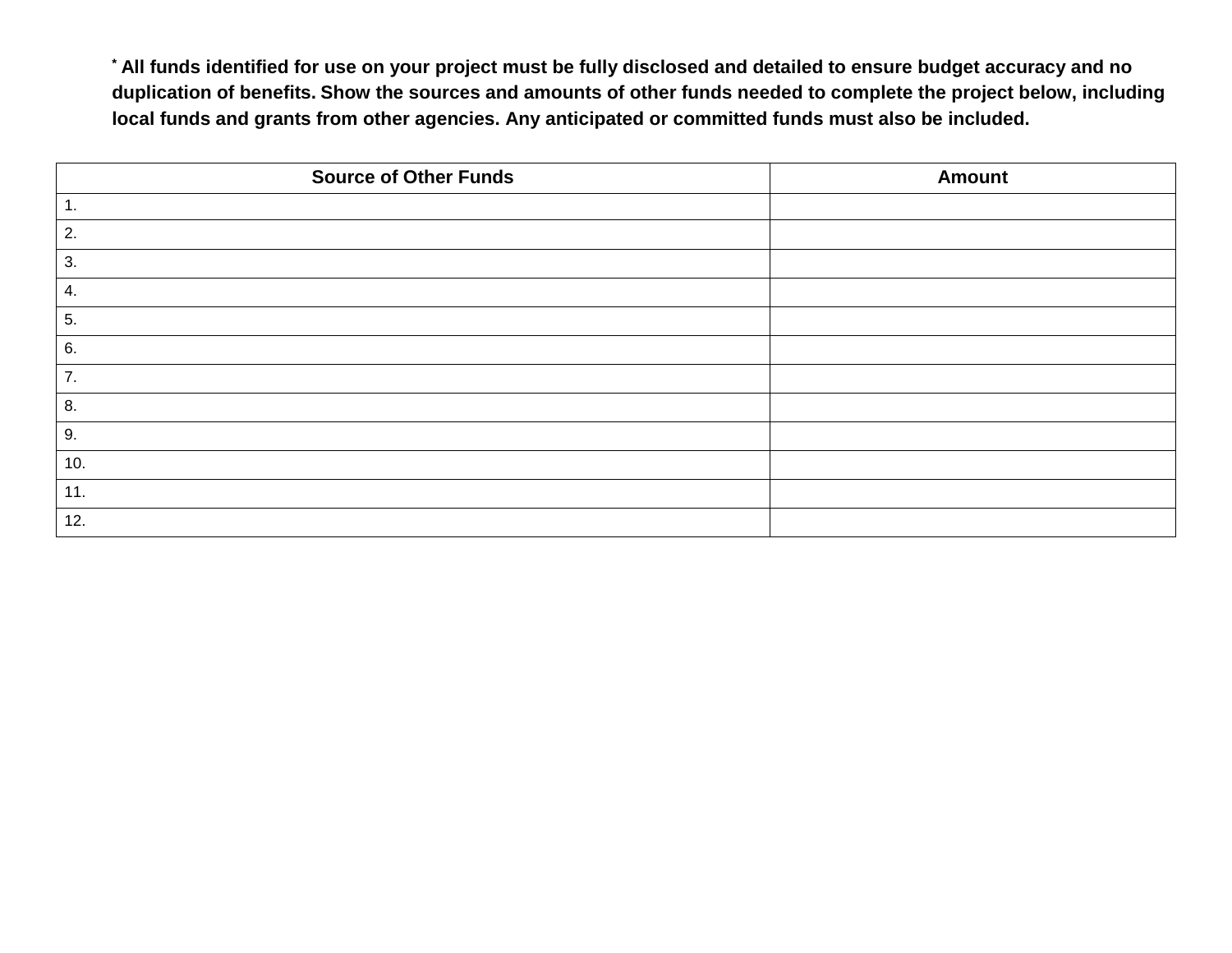**\* All funds identified for use on your project must be fully disclosed and detailed to ensure budget accuracy and no duplication of benefits. Show the sources and amounts of other funds needed to complete the project below, including local funds and grants from other agencies. Any anticipated or committed funds must also be included.**

| Source of Other Funds | Amount |
|---|---|
| 1. | |
| 2. | |
| 3. | |
| 4. | |
| 5. | |
| 6. | |
| 7. | |
| 8. | |
| 9. | |
| 10. | |
| 11. | |
| 12. | |